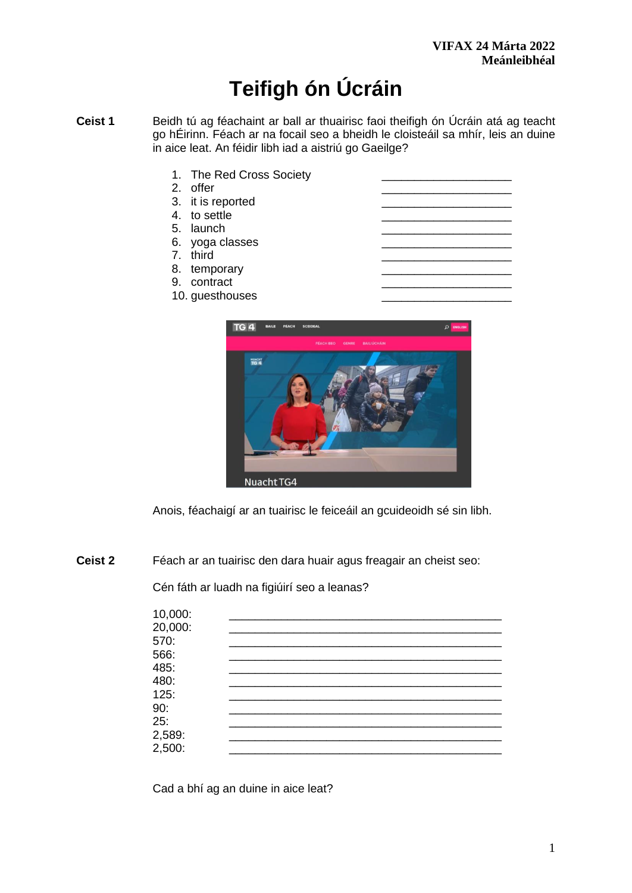**VIFAX 24 Márta 2022**
**Meánleibhéal**

# Teifigh ón Úcráin

**Ceist 1** Beidh tú ag féachaint ar ball ar thuairisc faoi theifigh ón Úcráin atá ag teacht go hÉirinn. Féach ar na focail seo a bheidh le cloisteáil sa mhír, leis an duine in aice leat. An féidir libh iad a aistriú go Gaeilge?

1. The Red Cross Society ____________________
2. offer ____________________
3. it is reported ____________________
4. to settle ____________________
5. launch ____________________
6. yoga classes ____________________
7. third ____________________
8. temporary ____________________
9. contract ____________________
10. guesthouses ____________________

Anois, féachaigí ar an tuairisc le feiceáil an gcuideoidh sé sin libh.

**Ceist 2** Féach ar an tuairisc den dara huair agus freagair an cheist seo:

Cén fáth ar luadh na figiúirí seo a leanas?

10,000: ________________________________________
20,000: ________________________________________
570: ________________________________________
566: ________________________________________
485: ________________________________________
480: ________________________________________
125: ________________________________________
90: ________________________________________
25: ________________________________________
2,589: ________________________________________
2,500: ________________________________________

Cad a bhí ag an duine in aice leat?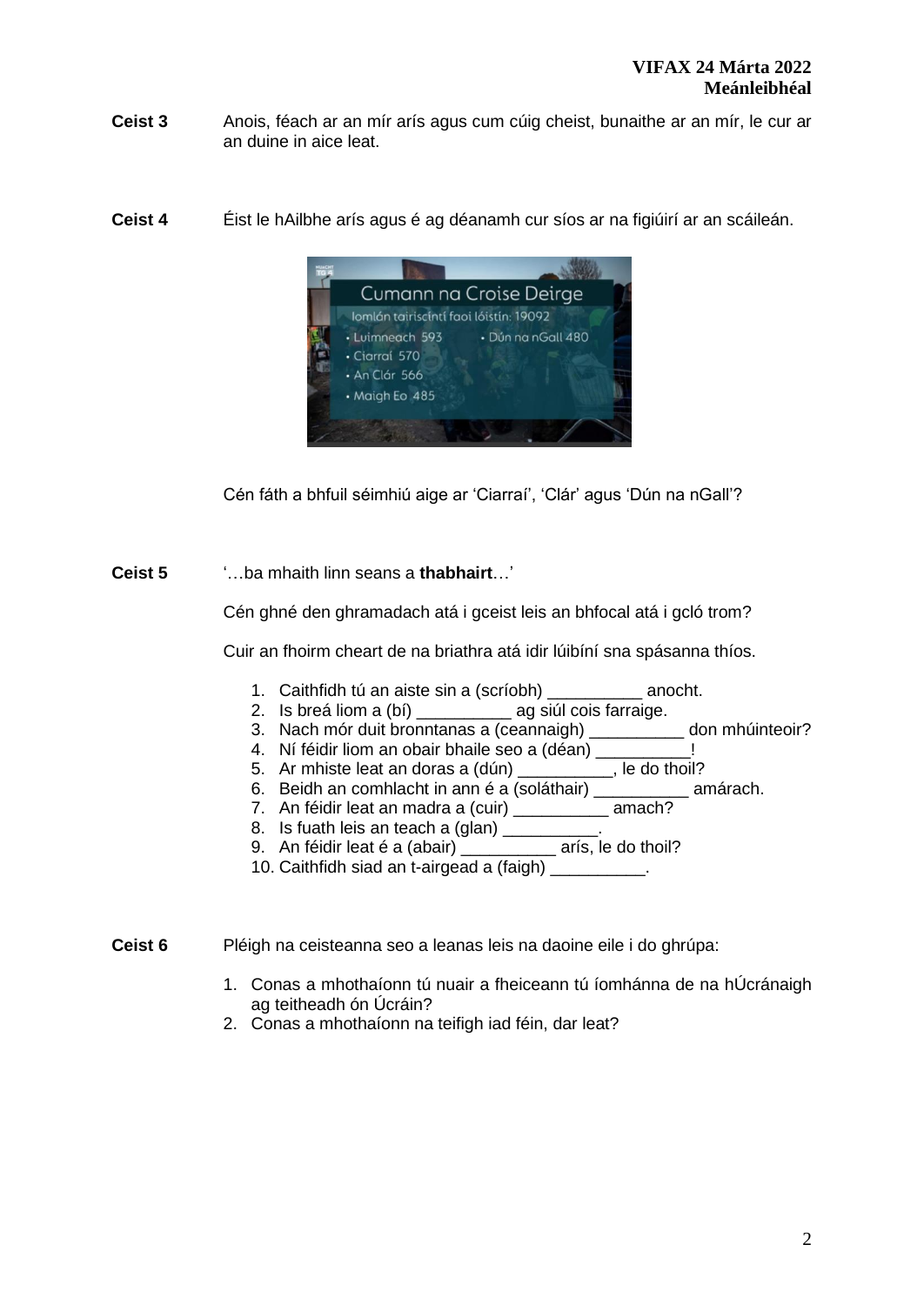**Ceist 3** Anois, féach ar an mír arís agus cum cúig cheist, bunaithe ar an mír, le cur ar an duine in aice leat.

**Ceist 4** Éist le hAilbhe arís agus é ag déanamh cur síos ar na figiúirí ar an scáileán.

Cumann na Croise Deirge
Iomlán tairiscintí faoi lóistín: 19092
- Luimneach 593
- Ciarraí 570
- An Clár 566
- Maigh Eo 485
- Dún na nGall 480

Cén fáth a bhfuil séimhiú aige ar 'Ciarraí', 'Clár' agus 'Dún na nGall'?

**Ceist 5** '…ba mhaith linn seans a **thabhairt**…'

Cén ghné den ghramadach atá i gceist leis an bhfocal atá i gcló trom?

Cuir an fhoirm cheart de na briathra atá idir lúibíní sna spásanna thíos.

1. Caithfidh tú an aiste sin a (scríobh) __________ anocht.
2. Is breá liom a (bí) __________ ag siúl cois farraige.
3. Nach mór duit bronntanas a (ceannaigh) __________ don mhúinteoir?
4. Ní féidir liom an obair bhaile seo a (déan) __________!
5. Ar mhiste leat an doras a (dún) __________, le do thoil?
6. Beidh an comhlacht in ann é a (soláthair) __________ amárach.
7. An féidir leat an madra a (cuir) __________ amach?
8. Is fuath leis an teach a (glan) __________.
9. An féidir leat é a (abair) __________ arís, le do thoil?
10. Caithfidh siad an t-airgead a (faigh) __________.

**Ceist 6** Pléigh na ceisteanna seo a leanas leis na daoine eile i do ghrúpa:

1. Conas a mhothaíonn tú nuair a fheiceann tú íomhánna de na hÚcránaigh ag teitheadh ón Úcráin?
2. Conas a mhothaíonn na teifigh iad féin, dar leat?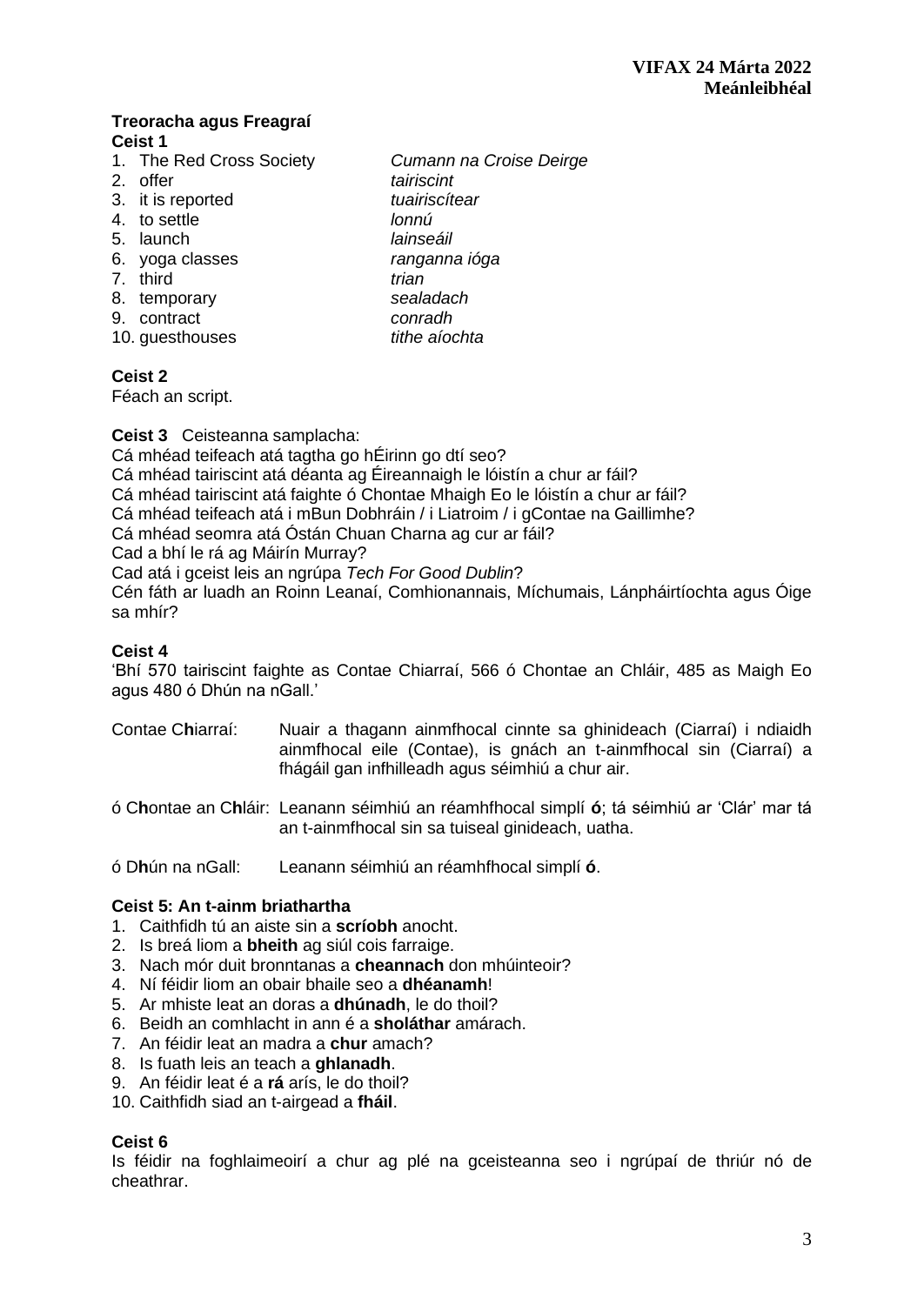**Treoracha agus Freagraí**

**Ceist 1**

| | |
|---|---|
| 1. The Red Cross Society | *Cumann na Croise Deirge* |
| 2. offer | *tairiscint* |
| 3. it is reported | *tuairiscítear* |
| 4. to settle | *lonnú* |
| 5. launch | *lainseáil* |
| 6. yoga classes | *ranganna ióga* |
| 7. third | *trian* |
| 8. temporary | *sealadach* |
| 9. contract | *conradh* |
| 10. guesthouses | *tithe aíochta* |

**Ceist 2**

Féach an script.

**Ceist 3** Ceisteanna samplacha:

Cá mhéad teifeach atá tagtha go hÉirinn go dtí seo?
Cá mhéad tairiscint atá déanta ag Éireannaigh le lóistín a chur ar fáil?
Cá mhéad tairiscint atá faighte ó Chontae Mhaigh Eo le lóistín a chur ar fáil?
Cá mhéad teifeach atá i mBun Dobhráin / i Liatroim / i gContae na Gaillimhe?
Cá mhéad seomra atá Óstán Chuan Charna ag cur ar fáil?
Cad a bhí le rá ag Máirín Murray?
Cad atá i gceist leis an ngrúpa *Tech For Good Dublin*?
Cén fáth ar luadh an Roinn Leanaí, Comhionannais, Míchumais, Lánpháirtíochta agus Óige sa mhír?

**Ceist 4**

'Bhí 570 tairiscint faighte as Contae Chiarraí, 566 ó Chontae an Chláir, 485 as Maigh Eo agus 480 ó Dhún na nGall.'

Contae C**h**iarraí: Nuair a thagann ainmfhocal cinnte sa ghinideach (Ciarraí) i ndiaidh ainmfhocal eile (Contae), is gnách an t-ainmfhocal sin (Ciarraí) a fhágáil gan infhilleadh agus séimhiú a chur air.

ó C**h**ontae an C**h**láir: Leanann séimhiú an réamhfhocal simplí **ó**; tá séimhiú ar 'Clár' mar tá an t-ainmfhocal sin sa tuiseal ginideach, uatha.

ó D**h**ún na nGall: Leanann séimhiú an réamhfhocal simplí **ó**.

**Ceist 5: An t-ainm briathartha**

1. Caithfidh tú an aiste sin a **scríobh** anocht.
2. Is breá liom a **bheith** ag siúl cois farraige.
3. Nach mór duit bronntanas a **cheannach** don mhúinteoir?
4. Ní féidir liom an obair bhaile seo a **dhéanamh**!
5. Ar mhiste leat an doras a **dhúnadh**, le do thoil?
6. Beidh an comhlacht in ann é a **sholáthar** amárach.
7. An féidir leat an madra a **chur** amach?
8. Is fuath leis an teach a **ghlanadh**.
9. An féidir leat é a **rá** arís, le do thoil?
10. Caithfidh siad an t-airgead a **fháil**.

**Ceist 6**

Is féidir na foghlaimeoirí a chur ag plé na gceisteanna seo i ngrúpaí de thriúr nó de cheathrar.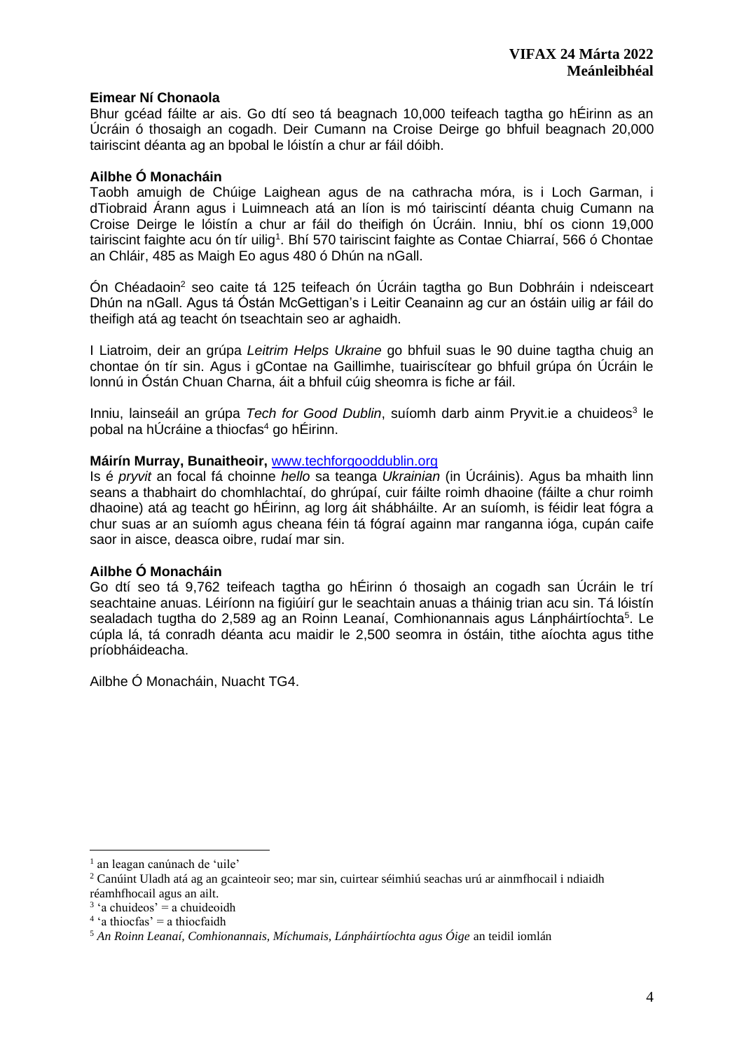**VIFAX 24 Márta 2022**
**Meánleibhéal**

**Eimear Ní Chonaola**
Bhur gcéad fáilte ar ais. Go dtí seo tá beagnach 10,000 teifeach tagtha go hÉirinn as an Úcráin ó thosaigh an cogadh. Deir Cumann na Croise Deirge go bhfuil beagnach 20,000 tairiscint déanta ag an bpobal le lóistín a chur ar fáil dóibh.

**Ailbhe Ó Monacháin**
Taobh amuigh de Chúige Laighean agus de na cathracha móra, is i Loch Garman, i dTiobraid Árann agus i Luimneach atá an líon is mó tairiscintí déanta chuig Cumann na Croise Deirge le lóistín a chur ar fáil do theifigh ón Úcráin. Inniu, bhí os cionn 19,000 tairiscint faighte acu ón tír uilig[1]. Bhí 570 tairiscint faighte as Contae Chiarraí, 566 ó Chontae an Chláir, 485 as Maigh Eo agus 480 ó Dhún na nGall.

Ón Chéadaoin[2] seo caite tá 125 teifeach ón Úcráin tagtha go Bun Dobhráin i ndeisceart Dhún na nGall. Agus tá Óstán McGettigan's i Leitir Ceanainn ag cur an óstáin uilig ar fáil do theifigh atá ag teacht ón tseachtain seo ar aghaidh.

I Liatroim, deir an grúpa *Leitrim Helps Ukraine* go bhfuil suas le 90 duine tagtha chuig an chontae ón tír sin. Agus i gContae na Gaillimhe, tuairiscítear go bhfuil grúpa ón Úcráin le lonnú in Óstán Chuan Charna, áit a bhfuil cúig sheomra is fiche ar fáil.

Inniu, lainseáil an grúpa *Tech for Good Dublin*, suíomh darb ainm Pryvit.ie a chuideos[3] le pobal na hÚcráine a thiocfas[4] go hÉirinn.

**Máirín Murray, Bunaitheoir,** www.techforgooddublin.org
Is é *pryvit* an focal fá choinne *hello* sa teanga *Ukrainian* (in Úcráinis). Agus ba mhaith linn seans a thabhairt do chomhlachtaí, do ghrúpaí, cuir fáilte roimh dhaoine (fáilte a chur roimh dhaoine) atá ag teacht go hÉirinn, ag lorg áit shábháilte. Ar an suíomh, is féidir leat fógra a chur suas ar an suíomh agus cheana féin tá fógraí againn mar ranganna ióga, cupán caife saor in aisce, deasca oibre, rudaí mar sin.

**Ailbhe Ó Monacháin**
Go dtí seo tá 9,762 teifeach tagtha go hÉirinn ó thosaigh an cogadh san Úcráin le trí seachtaine anuas. Léiríonn na figiúirí gur le seachtain anuas a tháinig trian acu sin. Tá lóistín sealadach tugtha do 2,589 ag an Roinn Leanaí, Comhionannais agus Lánpháirtíochta[5]. Le cúpla lá, tá conradh déanta acu maidir le 2,500 seomra in óstáin, tithe aíochta agus tithe príobháideacha.

Ailbhe Ó Monacháin, Nuacht TG4.

---

[1] an leagan canúnach de 'uile'
[2] Canúint Uladh atá ag an gcainteoir seo; mar sin, cuirtear séimhiú seachas urú ar ainmfhocail i ndiaidh réamhfhocail agus an ailt.
[3] 'a chuideos' = a chuideoidh
[4] 'a thiocfas' = a thiocfaidh
[5] *An Roinn Leanaí, Comhionannais, Míchumais, Lánpháirtíochta agus Óige* an teidil iomlán